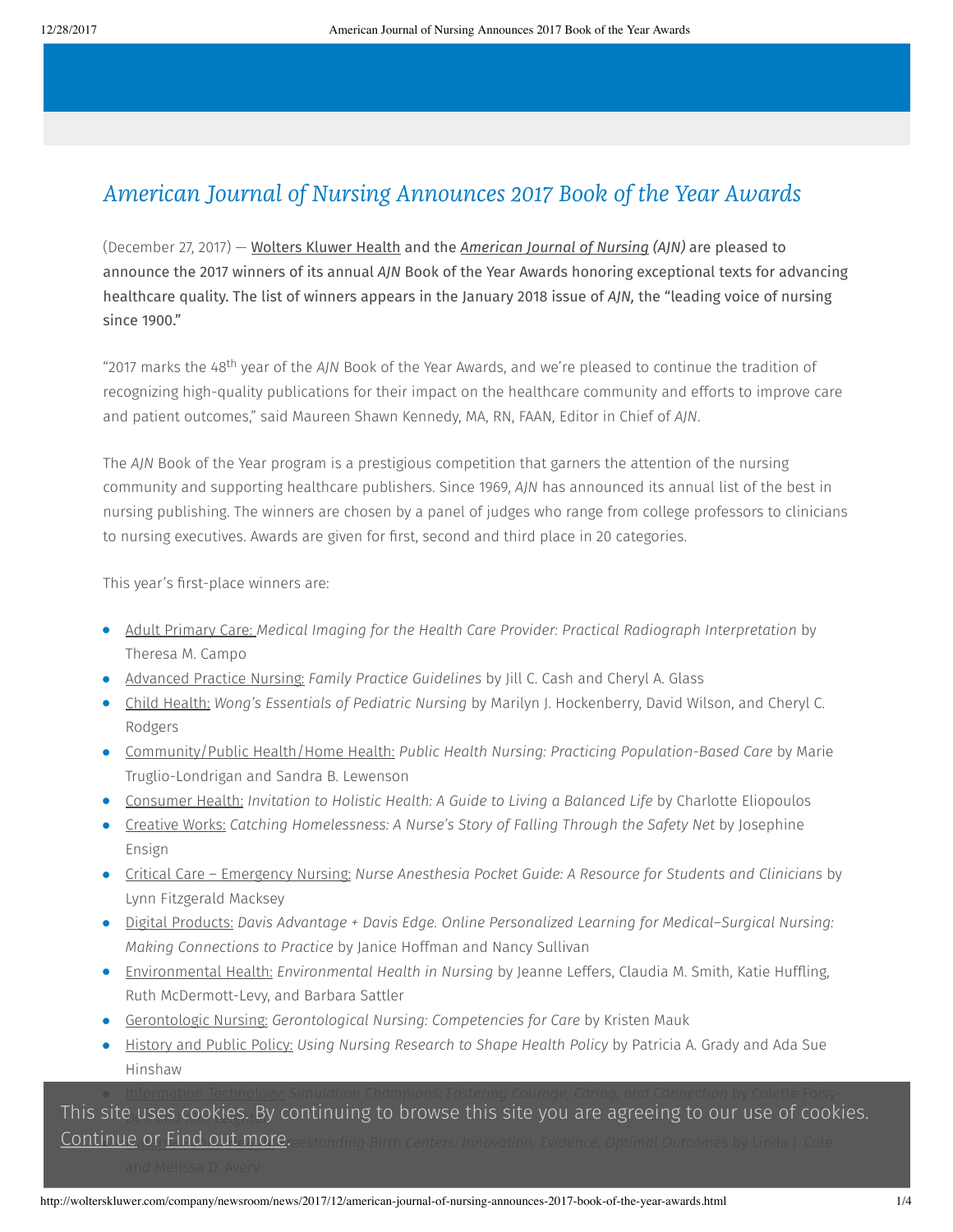# *American Journal of Nursing Announces 2017 Book of the Year Awards*

(December 27, 2017) — Wolters Kluwer Health and the *American Journal of Nursing (AJN)* are pleased to announce the 2017 winners of its annual *AJN* Book of the Year Awards honoring exceptional texts for advancing healthcare quality. The list of winners appears in the January 2018 issue of *AJN,* the "leading voice of nursing since 1900."

"2017 marks the 48th year of the *AJN* Book of the Year Awards, and we're pleased to continue the tradition of recognizing high-quality publications for their impact on the healthcare community and efforts to improve care and patient outcomes," said Maureen Shawn Kennedy, MA, RN, FAAN, Editor in Chief of *AJN*.

The *AJN* Book of the Year program is a prestigious competition that garners the attention of the nursing community and supporting healthcare publishers. Since 1969, *AJN* has announced its annual list of the best in nursing publishing. The winners are chosen by a panel of judges who range from college professors to clinicians to nursing executives. Awards are given for first, second and third place in 20 categories.

This year's first-place winners are:

- Adult Primary Care: *Medical Imaging for the Health Care Provider: Practical Radiograph Interpretation* by Theresa M. Campo
- Advanced Practice Nursing: *Family Practice Guidelines* by Jill C. Cash and Cheryl A. Glass
- Child Health: *Wong's Essentials of Pediatric Nursing* by Marilyn J. Hockenberry, David Wilson, and Cheryl C. Rodgers
- Community/Public Health/Home Health: *Public Health Nursing: Practicing Population-Based Care* by Marie Truglio-Londrigan and Sandra B. Lewenson
- Consumer Health: *Invitation to Holistic Health: A Guide to Living a Balanced Life* by Charlotte Eliopoulos
- Creative Works: *Catching Homelessness: A Nurse's Story of Falling Through the Safety Net* by Josephine Ensign
- Critical Care – Emergency Nursing: *Nurse Anesthesia Pocket Guide: A Resource for Students and Clinicians* by Lynn Fitzgerald Macksey
- Digital Products: *Davis Advantage + Davis Edge. Online Personalized Learning for Medical–Surgical Nursing: Making Connections to Practice* by Janice Hoffman and Nancy Sullivan
- Environmental Health: *Environmental Health in Nursing* by Jeanne Leffers, Claudia M. Smith, Katie Huffling, Ruth McDermott-Levy, and Barbara Sattler
- Gerontologic Nursing: *Gerontological Nursing: Competencies for Care* by Kristen Mauk
- History and Public Policy: *Using Nursing Research to Shape Health Policy* by Patricia A. Grady and Ada Sue Hinshaw
- Information Technology: *Simulation Champions: Fostering Courage, Caring, and Connection* by Colette Foisy-

This site uses cookies. By continuing to browse this site you are agreeing to our use of cookies. Continue or Find out more.

*...eestanding Birth Centers: Innovation, Evidence, Optimal Outcomes* by Linda J. Cole and Melissa D. Avery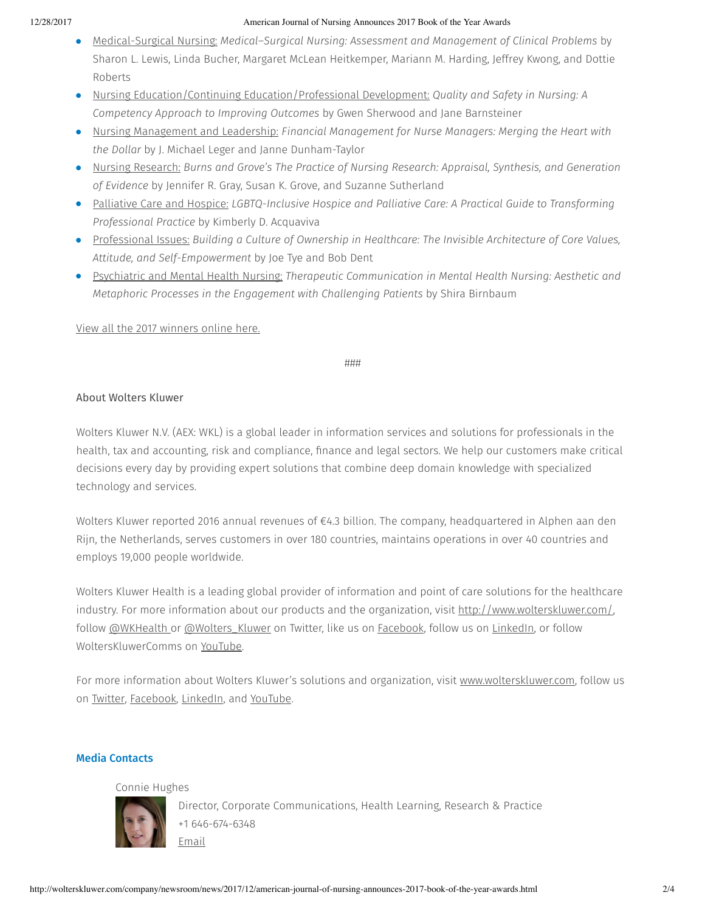- Medical-Surgical Nursing: *Medical–Surgical Nursing: Assessment and Management of Clinical Problems* by Sharon L. Lewis, Linda Bucher, Margaret McLean Heitkemper, Mariann M. Harding, Jeffrey Kwong, and Dottie Roberts
- Nursing Education/Continuing Education/Professional Development: *Quality and Safety in Nursing: A Competency Approach to Improving Outcomes* by Gwen Sherwood and Jane Barnsteiner
- Nursing Management and Leadership: *Financial Management for Nurse Managers: Merging the Heart with the Dollar* by J. Michael Leger and Janne Dunham-Taylor
- Nursing Research: *Burns and Grove's The Practice of Nursing Research: Appraisal, Synthesis, and Generation of Evidence* by Jennifer R. Gray, Susan K. Grove, and Suzanne Sutherland
- Palliative Care and Hospice: *LGBTQ-Inclusive Hospice and Palliative Care: A Practical Guide to Transforming Professional Practice* by Kimberly D. Acquaviva
- Professional Issues: *Building a Culture of Ownership in Healthcare: The Invisible Architecture of Core Values, Attitude, and Self-Empowerment* by Joe Tye and Bob Dent
- Psychiatric and Mental Health Nursing: *Therapeutic Communication in Mental Health Nursing: Aesthetic and Metaphoric Processes in the Engagement with Challenging Patients* by Shira Birnbaum

View all the 2017 winners online here.

###

About Wolters Kluwer

Wolters Kluwer N.V. (AEX: WKL) is a global leader in information services and solutions for professionals in the health, tax and accounting, risk and compliance, finance and legal sectors. We help our customers make critical decisions every day by providing expert solutions that combine deep domain knowledge with specialized technology and services.

Wolters Kluwer reported 2016 annual revenues of €4.3 billion. The company, headquartered in Alphen aan den Rijn, the Netherlands, serves customers in over 180 countries, maintains operations in over 40 countries and employs 19,000 people worldwide.

Wolters Kluwer Health is a leading global provider of information and point of care solutions for the healthcare industry. For more information about our products and the organization, visit http://www.wolterskluwer.com/, follow @WKHealth or @Wolters_Kluwer on Twitter, like us on Facebook, follow us on LinkedIn, or follow WoltersKluwerComms on YouTube.

For more information about Wolters Kluwer's solutions and organization, visit www.wolterskluwer.com, follow us on Twitter, Facebook, LinkedIn, and YouTube.

## Media Contacts

Connie Hughes

Director, Corporate Communications, Health Learning, Research & Practice
+1 646-674-6348
Email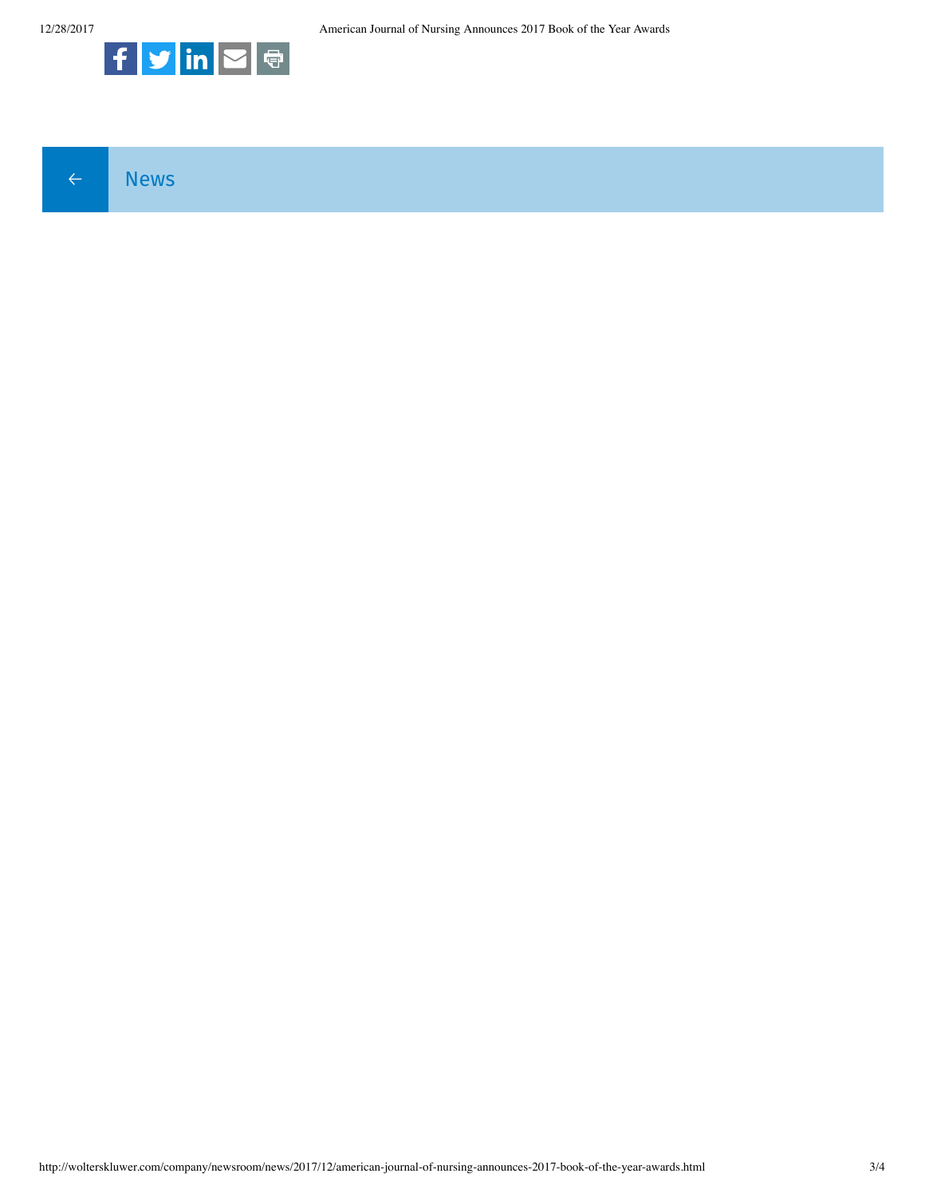← News